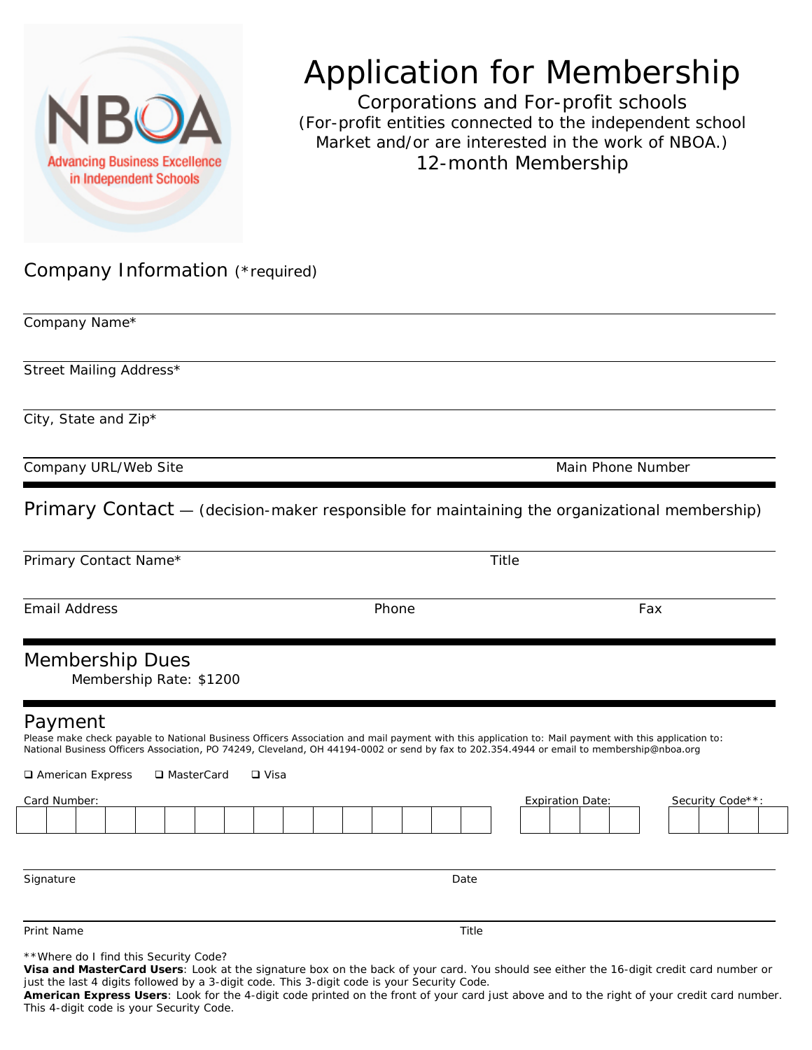NBOA
Advancing Business Excellence in Independent Schools

# Application for Membership

Corporations and For-profit schools
(For-profit entities connected to the independent school Market and/or are interested in the work of NBOA.)
12-month Membership

## Company Information (*required)

Company Name*

Street Mailing Address*

City, State and Zip*

Company URL/Web Site | Main Phone Number

## Primary Contact — (decision-maker responsible for maintaining the organizational membership)

Primary Contact Name* | Title

Email Address | Phone | Fax

## Membership Dues

Membership Rate: $1200

## Payment

Please make check payable to National Business Officers Association and mail payment with this application to: Mail payment with this application to: National Business Officers Association, PO 74249, Cleveland, OH 44194-0002 or send by fax to 202.354.4944 or email to membership@nboa.org

❑ American Express ❑ MasterCard ❑ Visa

Card Number: | Expiration Date: | Security Code**:

Signature | Date

Print Name | Title

**Where do I find this Security Code?

**Visa and MasterCard Users**: Look at the signature box on the back of your card. You should see either the 16-digit credit card number or just the last 4 digits followed by a 3-digit code. This 3-digit code is your Security Code.

**American Express Users**: Look for the 4-digit code printed on the front of your card just above and to the right of your credit card number. This 4-digit code is your Security Code.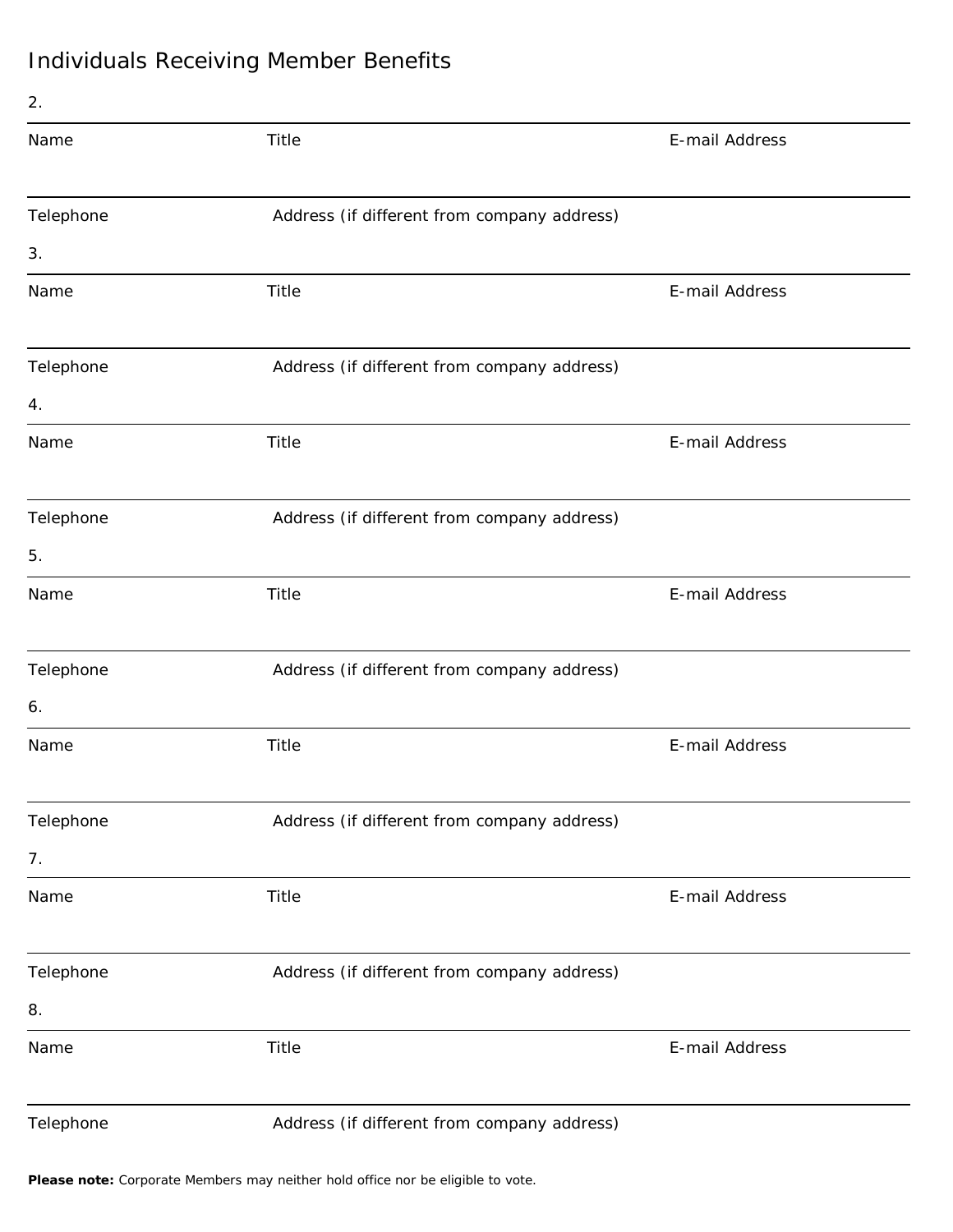## Individuals Receiving Member Benefits

2.

Name Title E-mail Address

Telephone Address (if different from company address)

3.

Name Title E-mail Address

Telephone Address (if different from company address)

4.

Name Title E-mail Address

Telephone Address (if different from company address)

5.

Name Title E-mail Address

Telephone Address (if different from company address)

6.

Name Title E-mail Address

Telephone Address (if different from company address)

7.

Name Title E-mail Address

Telephone Address (if different from company address)

8.

Name Title E-mail Address

Telephone Address (if different from company address)

**Please note:** Corporate Members may neither hold office nor be eligible to vote.